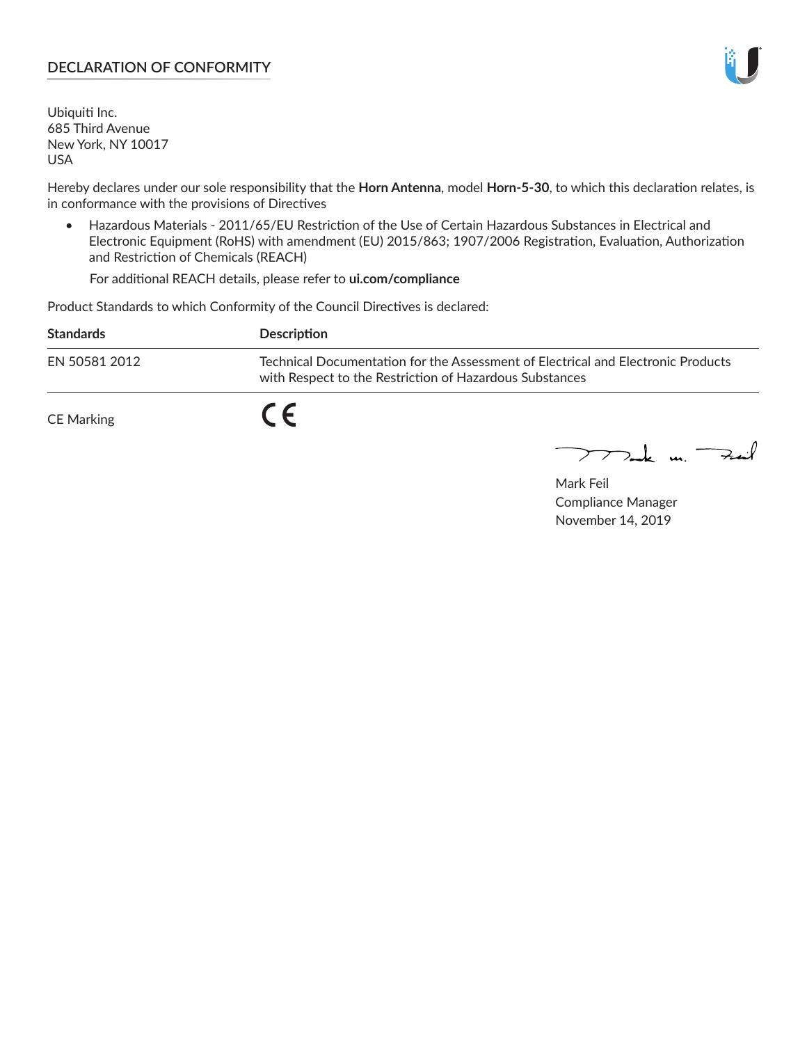## DECLARATION OF CONFORMITY

Ubiquiti Inc.
685 Third Avenue
New York, NY 10017
USA

Hereby declares under our sole responsibility that the **Horn Antenna**, model **Horn-5-30**, to which this declaration relates, is in conformance with the provisions of Directives

- Hazardous Materials - 2011/65/EU Restriction of the Use of Certain Hazardous Substances in Electrical and Electronic Equipment (RoHS) with amendment (EU) 2015/863; 1907/2006 Registration, Evaluation, Authorization and Restriction of Chemicals (REACH)

  For additional REACH details, please refer to **ui.com/compliance**

Product Standards to which Conformity of the Council Directives is declared:

| Standards | Description |
|---|---|
| EN 50581 2012 | Technical Documentation for the Assessment of Electrical and Electronic Products with Respect to the Restriction of Hazardous Substances |

CE Marking CE

Mark Feil
Compliance Manager
November 14, 2019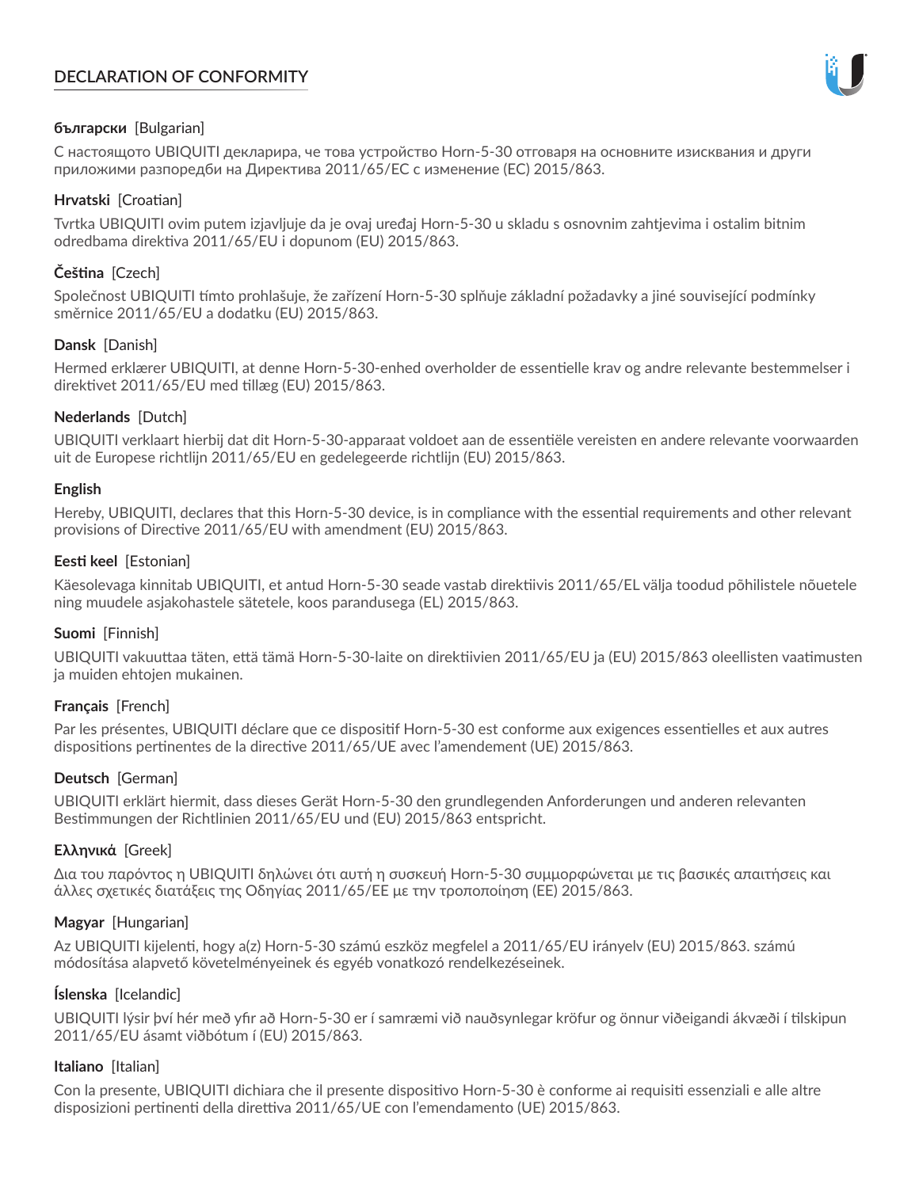# DECLARATION OF CONFORMITY

**български** [Bulgarian]

С настоящото UBIQUITI декларира, че това устройство Horn-5-30 отговаря на основните изисквания и други приложими разпоредби на Директива 2011/65/ЕС с изменение (ЕС) 2015/863.

**Hrvatski** [Croatian]

Tvrtka UBIQUITI ovim putem izjavljuje da je ovaj uređaj Horn-5-30 u skladu s osnovnim zahtjevima i ostalim bitnim odredbama direktiva 2011/65/EU i dopunom (EU) 2015/863.

**Čeština** [Czech]

Společnost UBIQUITI tímto prohlašuje, že zařízení Horn-5-30 splňuje základní požadavky a jiné související podmínky směrnice 2011/65/EU a dodatku (EU) 2015/863.

**Dansk** [Danish]

Hermed erklærer UBIQUITI, at denne Horn-5-30-enhed overholder de essentielle krav og andre relevante bestemmelser i direktivet 2011/65/EU med tillæg (EU) 2015/863.

**Nederlands** [Dutch]

UBIQUITI verklaart hierbij dat dit Horn-5-30-apparaat voldoet aan de essentiële vereisten en andere relevante voorwaarden uit de Europese richtlijn 2011/65/EU en gedelegeerde richtlijn (EU) 2015/863.

**English**

Hereby, UBIQUITI, declares that this Horn-5-30 device, is in compliance with the essential requirements and other relevant provisions of Directive 2011/65/EU with amendment (EU) 2015/863.

**Eesti keel** [Estonian]

Käesolevaga kinnitab UBIQUITI, et antud Horn-5-30 seade vastab direktiivis 2011/65/EL välja toodud põhilistele nõuetele ning muudele asjakohastele sätetele, koos parandusega (EL) 2015/863.

**Suomi** [Finnish]

UBIQUITI vakuuttaa täten, että tämä Horn-5-30-laite on direktiivien 2011/65/EU ja (EU) 2015/863 oleellisten vaatimusten ja muiden ehtojen mukainen.

**Français** [French]

Par les présentes, UBIQUITI déclare que ce dispositif Horn-5-30 est conforme aux exigences essentielles et aux autres dispositions pertinentes de la directive 2011/65/UE avec l'amendement (UE) 2015/863.

**Deutsch** [German]

UBIQUITI erklärt hiermit, dass dieses Gerät Horn-5-30 den grundlegenden Anforderungen und anderen relevanten Bestimmungen der Richtlinien 2011/65/EU und (EU) 2015/863 entspricht.

**Ελληνικά** [Greek]

Δια του παρόντος η UBIQUITI δηλώνει ότι αυτή η συσκευή Horn-5-30 συμμορφώνεται με τις βασικές απαιτήσεις και άλλες σχετικές διατάξεις της Οδηγίας 2011/65/ΕΕ με την τροποποίηση (ΕΕ) 2015/863.

**Magyar** [Hungarian]

Az UBIQUITI kijelenti, hogy a(z) Horn-5-30 számú eszköz megfelel a 2011/65/EU irányelv (EU) 2015/863. számú módosítása alapvető követelményeinek és egyéb vonatkozó rendelkezéseinek.

**Íslenska** [Icelandic]

UBIQUITI lýsir því hér með yfir að Horn-5-30 er í samræmi við nauðsynlegar kröfur og önnur viðeigandi ákvæði í tilskipun 2011/65/EU ásamt viðbótum í (EU) 2015/863.

**Italiano** [Italian]

Con la presente, UBIQUITI dichiara che il presente dispositivo Horn-5-30 è conforme ai requisiti essenziali e alle altre disposizioni pertinenti della direttiva 2011/65/UE con l'emendamento (UE) 2015/863.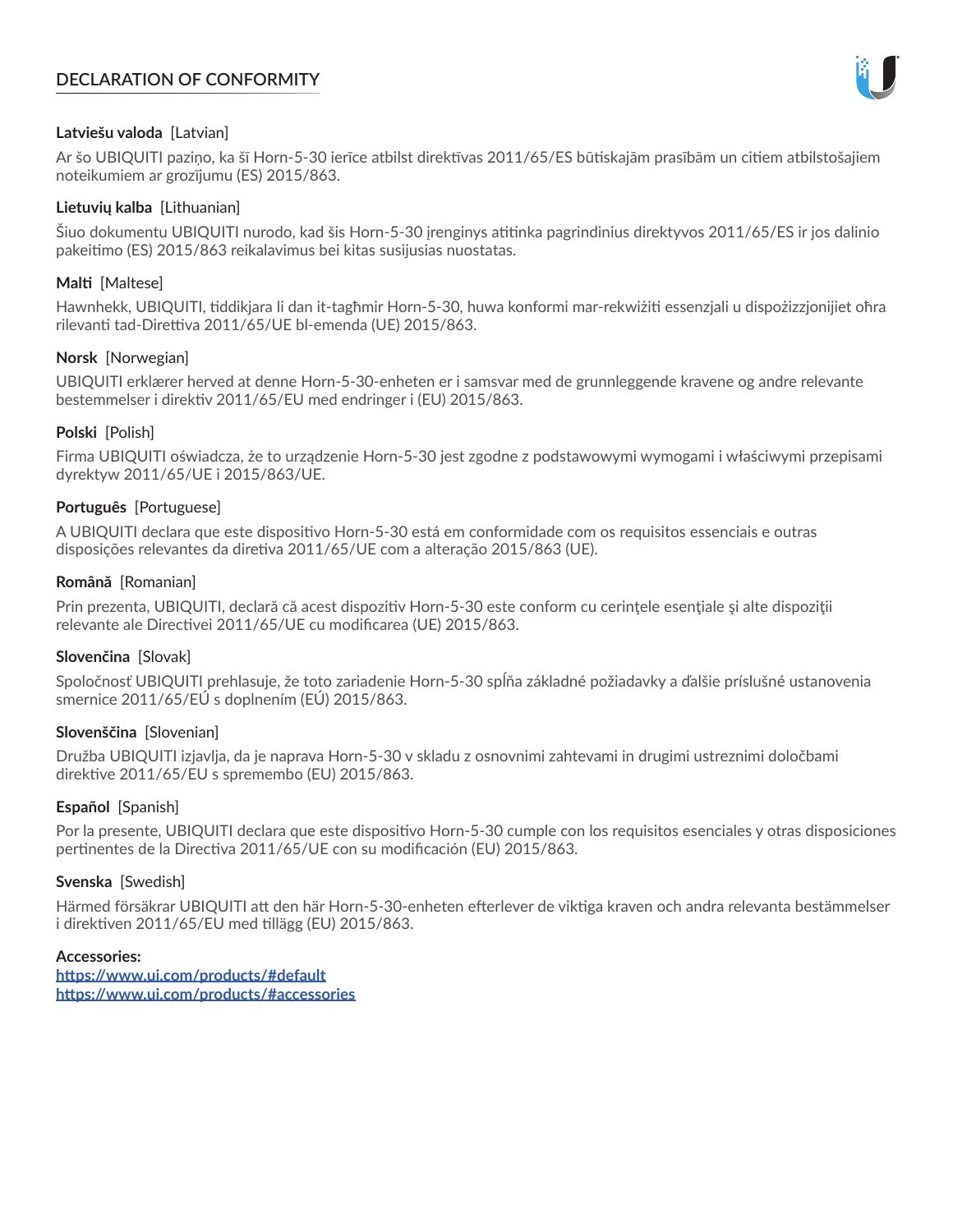## DECLARATION OF CONFORMITY

**Latviešu valoda** [Latvian]

Ar šo UBIQUITI paziņo, ka šī Horn-5-30 ierīce atbilst direktīvas 2011/65/ES būtiskajām prasībām un citiem atbilstošajiem noteikumiem ar grozījumu (ES) 2015/863.

**Lietuvių kalba** [Lithuanian]

Šiuo dokumentu UBIQUITI nurodo, kad šis Horn-5-30 įrenginys atitinka pagrindinius direktyvos 2011/65/ES ir jos dalinio pakeitimo (ES) 2015/863 reikalavimus bei kitas susijusias nuostatas.

**Malti** [Maltese]

Hawnhekk, UBIQUITI, tiddikjara li dan it-tagħmir Horn-5-30, huwa konformi mar-rekwiżiti essenzjali u dispożizzjonijiet oħra rilevanti tad-Direttiva 2011/65/UE bl-emenda (UE) 2015/863.

**Norsk** [Norwegian]

UBIQUITI erklærer herved at denne Horn-5-30-enheten er i samsvar med de grunnleggende kravene og andre relevante bestemmelser i direktiv 2011/65/EU med endringer i (EU) 2015/863.

**Polski** [Polish]

Firma UBIQUITI oświadcza, że to urządzenie Horn-5-30 jest zgodne z podstawowymi wymogami i właściwymi przepisami dyrektyw 2011/65/UE i 2015/863/UE.

**Português** [Portuguese]

A UBIQUITI declara que este dispositivo Horn-5-30 está em conformidade com os requisitos essenciais e outras disposições relevantes da diretiva 2011/65/UE com a alteração 2015/863 (UE).

**Română** [Romanian]

Prin prezenta, UBIQUITI, declară că acest dispozitiv Horn-5-30 este conform cu cerinţele esenţiale şi alte dispoziţii relevante ale Directivei 2011/65/UE cu modificarea (UE) 2015/863.

**Slovenčina** [Slovak]

Spoločnosť UBIQUITI prehlasuje, že toto zariadenie Horn-5-30 spĺňa základné požiadavky a ďalšie príslušné ustanovenia smernice 2011/65/EÚ s doplnením (EÚ) 2015/863.

**Slovenščina** [Slovenian]

Družba UBIQUITI izjavlja, da je naprava Horn-5-30 v skladu z osnovnimi zahtevami in drugimi ustreznimi določbami direktive 2011/65/EU s spremembo (EU) 2015/863.

**Español** [Spanish]

Por la presente, UBIQUITI declara que este dispositivo Horn-5-30 cumple con los requisitos esenciales y otras disposiciones pertinentes de la Directiva 2011/65/UE con su modificación (EU) 2015/863.

**Svenska** [Swedish]

Härmed försäkrar UBIQUITI att den här Horn-5-30-enheten efterlever de viktiga kraven och andra relevanta bestämmelser i direktiven 2011/65/EU med tillägg (EU) 2015/863.

**Accessories:**
**https://www.ui.com/products/#default**
**https://www.ui.com/products/#accessories**